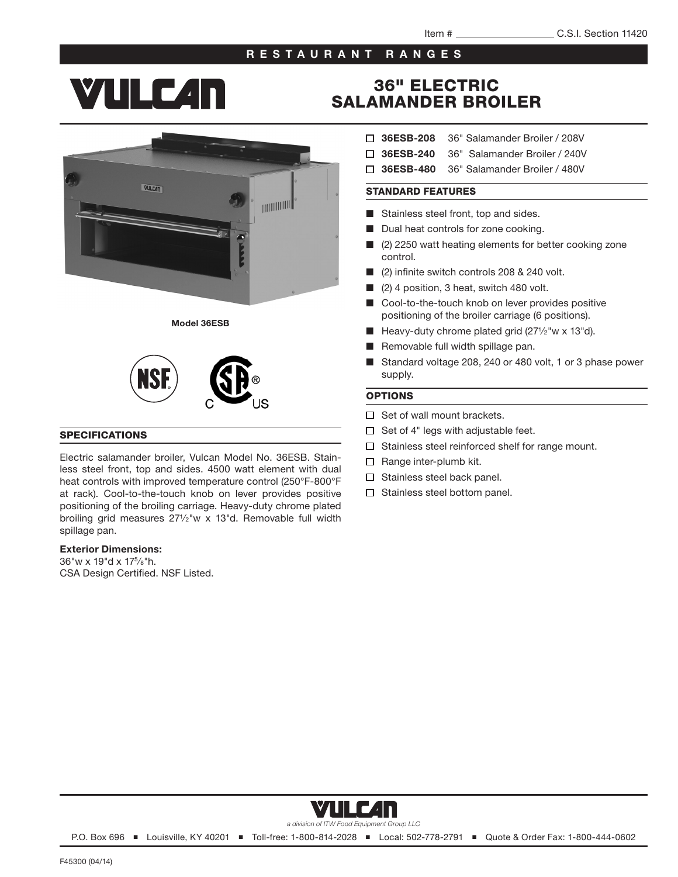Item # ________________ C.S.I. Section 11420

**RESTAURANT RANGES**

# VULCAN

# 36" ELECTRIC SALAMANDER BROILER

Model 36ESB

- ☐ **36ESB-208** 36" Salamander Broiler / 208V
- ☐ **36ESB-240** 36" Salamander Broiler / 240V
- ☐ **36ESB-480** 36" Salamander Broiler / 480V

## STANDARD FEATURES

- Stainless steel front, top and sides.
- Dual heat controls for zone cooking.
- (2) 2250 watt heating elements for better cooking zone control.
- (2) infinite switch controls 208 & 240 volt.
- (2) 4 position, 3 heat, switch 480 volt.
- Cool-to-the-touch knob on lever provides positive positioning of the broiler carriage (6 positions).
- Heavy-duty chrome plated grid (27½"w x 13"d).
- Removable full width spillage pan.
- Standard voltage 208, 240 or 480 volt, 1 or 3 phase power supply.

## OPTIONS

- ☐ Set of wall mount brackets.
- ☐ Set of 4" legs with adjustable feet.
- ☐ Stainless steel reinforced shelf for range mount.
- ☐ Range inter-plumb kit.
- ☐ Stainless steel back panel.
- ☐ Stainless steel bottom panel.

## SPECIFICATIONS

Electric salamander broiler, Vulcan Model No. 36ESB. Stainless steel front, top and sides. 4500 watt element with dual heat controls with improved temperature control (250°F-800°F at rack). Cool-to-the-touch knob on lever provides positive positioning of the broiling carriage. Heavy-duty chrome plated broiling grid measures 27½"w x 13"d. Removable full width spillage pan.

**Exterior Dimensions:**
36"w x 19"d x 17⅝"h.
CSA Design Certified. NSF Listed.

VULCAN
*a division of ITW Food Equipment Group LLC*

P.O. Box 696 ■ Louisville, KY 40201 ■ Toll-free: 1-800-814-2028 ■ Local: 502-778-2791 ■ Quote & Order Fax: 1-800-444-0602

F45300 (04/14)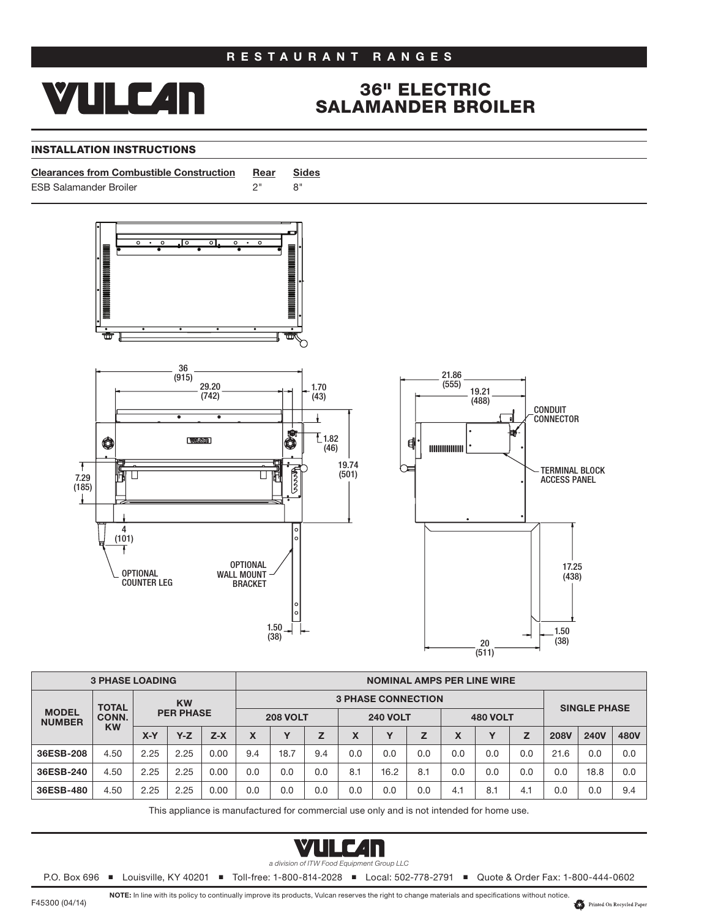RESTAURANT RANGES

# VULCAN

# 36" ELECTRIC SALAMANDER BROILER

## INSTALLATION INSTRUCTIONS

| Clearances from Combustible Construction | Rear | Sides |
|---|---|---|
| ESB Salamander Broiler | 2" | 8" |

36
(915)
29.20
(742)
1.70
(43)
1.82
(46)
19.74
(501)
7.29
(185)
4
(101)
OPTIONAL COUNTER LEG
OPTIONAL WALL MOUNT BRACKET
1.50
(38)
21.86
(555)
19.21
(488)
CONDUIT CONNECTOR
TERMINAL BLOCK ACCESS PANEL
17.25
(438)
1.50
(38)
20
(511)

| 3 PHASE LOADING | | | | | NOMINAL AMPS PER LINE WIRE | | | | | | | | | | | |
|---|---|---|---|---|---|---|---|---|---|---|---|---|---|---|---|---|
| MODEL NUMBER | TOTAL CONN. KW | KW PER PHASE | | | 3 PHASE CONNECTION | | | | | | | | | SINGLE PHASE | | |
| | | | | | 208 VOLT | | | 240 VOLT | | | 480 VOLT | | | | | |
| | | X-Y | Y-Z | Z-X | X | Y | Z | X | Y | Z | X | Y | Z | 208V | 240V | 480V |
| 36ESB-208 | 4.50 | 2.25 | 2.25 | 0.00 | 9.4 | 18.7 | 9.4 | 0.0 | 0.0 | 0.0 | 0.0 | 0.0 | 0.0 | 21.6 | 0.0 | 0.0 |
| 36ESB-240 | 4.50 | 2.25 | 2.25 | 0.00 | 0.0 | 0.0 | 0.0 | 8.1 | 16.2 | 8.1 | 0.0 | 0.0 | 0.0 | 0.0 | 18.8 | 0.0 |
| 36ESB-480 | 4.50 | 2.25 | 2.25 | 0.00 | 0.0 | 0.0 | 0.0 | 0.0 | 0.0 | 0.0 | 4.1 | 8.1 | 4.1 | 0.0 | 0.0 | 9.4 |

This appliance is manufactured for commercial use only and is not intended for home use.

VULCAN

*a division of ITW Food Equipment Group LLC*

P.O. Box 696 ■ Louisville, KY 40201 ■ Toll-free: 1-800-814-2028 ■ Local: 502-778-2791 ■ Quote & Order Fax: 1-800-444-0602

**NOTE:** In line with its policy to continually improve its products, Vulcan reserves the right to change materials and specifications without notice.

F45300 (04/14)

Printed On Recycled Paper